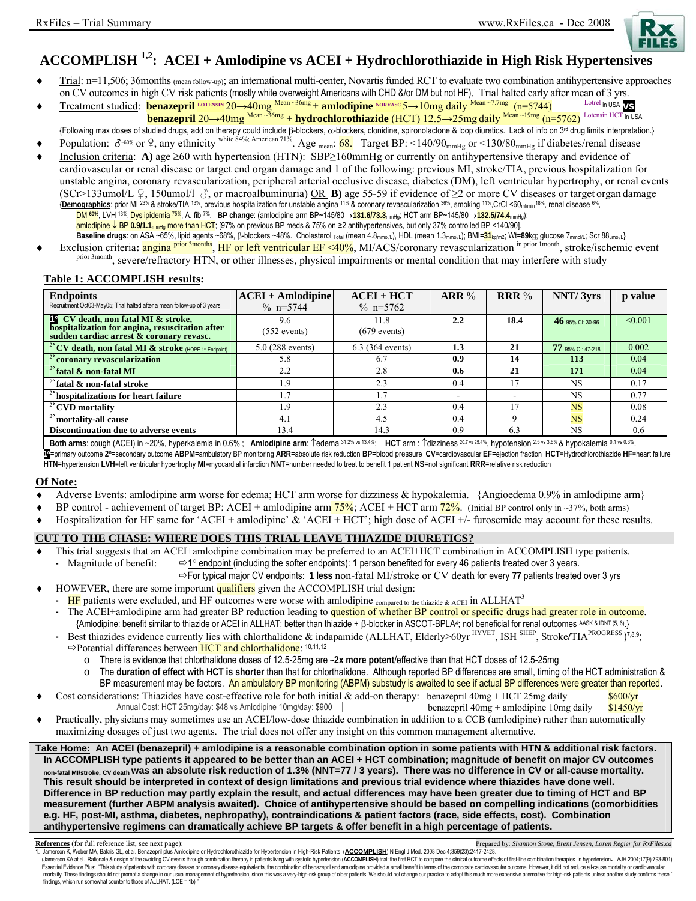# ACCOMPLISH[1,2]: ACEI + Amlodipine vs ACEI + Hydrochlorothiazide in High Risk Hypertensives

- Trial: n=11,506; 36months (mean follow-up); an international multi-center, Novartis funded RCT to evaluate two combination antihypertensive approaches on CV outcomes in high CV risk patients (mostly white overweight Americans with CHD &/or DM but not HF). Trial halted early after mean of 3 yrs.
- Treatment studied: **benazepril** LOTENSIN 20→40mg Mean ~36mg + **amlodipine** NORVASC 5→10mg daily Mean ~7.7mg (n=5744) Lotrel in USA **VS** **benazepril** 20→40mg Mean ~36mg + **hydrochlorothiazide** (HCT) 12.5→25mg daily Mean ~19mg (n=5762) Lotensin HCT in USA
  {Following max doses of studied drugs, add on therapy could include β-blockers, α-blockers, clonidine, spironolactone & loop diuretics. Lack of info on 3rd drug limits interpretation.}
- Population: ♂~60% or ♀, any ethnicity white 84%; American 71%. Age mean: 68. Target BP: <140/90mmHg or <130/80mmHg if diabetes/renal disease
- Inclusion criteria: **A)** age ≥60 with hypertension (HTN): SBP≥160mmHg or currently on antihypertensive therapy and evidence of cardiovascular or renal disease or target end organ damage and 1 of the following: previous MI, stroke/TIA, previous hospitalization for unstable angina, coronary revascularization, peripheral arterial occlusive disease, diabetes (DM), left ventricular hypertrophy, or renal events (SCr>133umol/L ♀, 150umol/l ♂, or macroalbuminuria) OR **B)** age 55-59 if evidence of ≥2 or more CV diseases or target organ damage
  {**Demographics**: prior MI 23% & stroke/TIA 13%, previous hospitalization for unstable angina 11% & coronary revascularization 36%, smoking 11%, CrCl <60ml/min 18%, renal disease 6%, DM **60%**, LVH 13%, Dyslipidemia 75%, A. fib 7%. **BP change**: (amlodipine arm BP~145/80→**131.6/73.3**mmHg; HCT arm BP~145/80→**132.5/74.4**mmHg); amlodipine ↓ BP **0.9/1.1**mmHg more than HCT; [97% on previous BP meds & 75% on ≥2 antihypertensives, but only 37% controlled BP <140/90].
  **Baseline drugs**: on ASA ~65%, lipid agents ~68%, β-blockers ~48%. Cholesterol Total (mean 4.8mmol/L), HDL (mean 1.3mmol/L); BMI=**31**kg/m2; Wt=**89**kg; glucose 7mmol/L; Scr 88umol/L}
- Exclusion criteria**:** angina prior 3months, HF or left ventricular EF <40%, MI/ACS/coronary revascularization in prior 1month, stroke/ischemic event prior 3month, severe/refractory HTN, or other illnesses, physical impairments or mental condition that may interfere with study

## Table 1: ACCOMPLISH results:

| Endpoints (Recruitment Oct03-May05; Trial halted after a mean follow-up of 3 years) | ACEI + Amlodipine % n=5744 | ACEI + HCT % n=5762 | ARR % | RRR % | NNT/ 3yrs | p value |
|---|---|---|---|---|---|---|
| **1° CV death, non fatal MI & stroke, hospitalization for angina, resuscitation after sudden cardiac arrest & coronary revasc.** | 9.6 (552 events) | 11.8 (679 events) | **2.2** | **18.4** | **46** 95% CI: 30-96 | <0.001 |
| 2° **CV death, non fatal MI & stroke** (HOPE 1° Endpoint) | 5.0 (288 events) | 6.3 (364 events) | **1.3** | **21** | **77** 95% CI: 47-218 | 0.002 |
| 2° **coronary revascularization** | 5.8 | 6.7 | **0.9** | **14** | **113** | 0.04 |
| 2° **fatal & non-fatal MI** | 2.2 | 2.8 | **0.6** | **21** | **171** | 0.04 |
| 2° **fatal & non-fatal stroke** | 1.9 | 2.3 | 0.4 | 17 | NS | 0.17 |
| 2° **hospitalizations for heart failure** | 1.7 | 1.7 | - | - | NS | 0.77 |
| 2° **CVD mortality** | 1.9 | 2.3 | 0.4 | 17 | NS | 0.08 |
| 2° **mortality-all cause** | 4.1 | 4.5 | 0.4 | 9 | NS | 0.24 |
| **Discontinuation due to adverse events** | 13.4 | 14.3 | 0.9 | 6.3 | NS | 0.6 |

**Both arms**: cough (ACEI) in ~20%, hyperkalemia in 0.6% ; **Amlodipine arm**: ↑edema 31.2% vs 13.4%; **HCT** arm : ↑dizziness 20.7 vs 25.4%, hypotension 2.5 vs 3.6% & hypokalemia 0.1 vs 0.3%.

**1°**=primary outcome **2°**=secondary outcome **ABPM**=ambulatory BP monitoring **ARR**=absolute risk reduction **BP**=blood pressure **CV**=cardiovascular **EF**=ejection fraction **HCT**=Hydrochlorothiazide **HF**=heart failure **HTN**=hypertension **LVH**=left ventricular hypertrophy **MI**=myocardial infarction **NNT**=number needed to treat to benefit 1 patient **NS**=not significant **RRR**=relative risk reduction

## Of Note:

- Adverse Events: amlodipine arm worse for edema; HCT arm worse for dizziness & hypokalemia. {Angioedema 0.9% in amlodipine arm}
- BP control - achievement of target BP: ACEI + amlodipine arm 75%; ACEI + HCT arm 72%. (Initial BP control only in ~37%, both arms)
- Hospitalization for HF same for 'ACEI + amlodipine' & 'ACEI + HCT'; high dose of ACEI +/- furosemide may account for these results.

## CUT TO THE CHASE: WHERE DOES THIS TRIAL LEAVE THIAZIDE DIURETICS?

- This trial suggests that an ACEI+amlodipine combination may be preferred to an ACEI+HCT combination in ACCOMPLISH type patients.
  - Magnitude of benefit: ⇨1° endpoint (including the softer endpoints): 1 person benefited for every 46 patients treated over 3 years.
    ⇨For typical major CV endpoints: **1 less** non-fatal MI/stroke or CV death for every **77** patients treated over 3 yrs
- HOWEVER, there are some important qualifiers given the ACCOMPLISH trial design:
  - HF patients were excluded, and HF outcomes were worse with amlodipine compared to the thiazide & ACEI in ALLHAT[3]
  - The ACEI+amlodipine arm had greater BP reduction leading to question of whether BP control or specific drugs had greater role in outcome. {Amlodipine: benefit similar to thiazide or ACEI in ALLHAT; better than thiazide + β-blocker in ASCOT-BPLA[4]; not beneficial for renal outcomes AASK & IDNT (5, 6).}
  - Best thiazides evidence currently lies with chlorthalidone & indapamide (ALLHAT, Elderly>60yr HYVET, ISH SHEP, Stroke/TIA PROGRESS)[7,8,9]; ⇨Potential differences between HCT and chlorthalidone: [10,11,12]
    - There is evidence that chlorthalidone doses of 12.5-25mg are **~2x more potent**/effective than that HCT doses of 12.5-25mg
    - The **duration of effect with HCT is shorter** than that for chlorthalidone. Although reported BP differences are small, timing of the HCT administration & BP measurement may be factors. An ambulatory BP monitoring (ABPM) substudy is awaited to see if actual BP differences were greater than reported.
- Cost considerations: Thiazides have cost-effective role for both initial & add-on therapy: benazepril 40mg + HCT 25mg daily $600/yr; benazepril 40mg + amlodipine 10mg daily $1450/yr
  Annual Cost: HCT 25mg/day: $48 vs Amlodipine 10mg/day: $900
- Practically, physicians may sometimes use an ACEI/low-dose thiazide combination in addition to a CCB (amlodipine) rather than automatically maximizing dosages of just two agents. The trial does not offer any insight on this common management alternative.

**Take Home: An ACEI (benazepril) + amlodipine is a reasonable combination option in some patients with HTN & additional risk factors. In ACCOMPLISH type patients it appeared to be better than an ACEI + HCT combination; magnitude of benefit on major CV outcomes non-fatal MI/stroke, CV death was an absolute risk reduction of 1.3% (NNT=77 / 3 years). There was no difference in CV or all-cause mortality. This result should be interpreted in context of design limitations and previous trial evidence where thiazides have done well. Difference in BP reduction may partly explain the result, and actual differences may have been greater due to timing of HCT and BP measurement (further ABPM analysis awaited). Choice of antihypertensive should be based on compelling indications (comorbidities e.g. HF, post-MI, asthma, diabetes, nephropathy), contraindications & patient factors (race, side effects, cost). Combination antihypertensive regimens can dramatically achieve BP targets & offer benefit in a high percentage of patients.**

**References** (for full reference list, see next page): Prepared by: *Shannon Stone, Brent Jensen, Loren Regier for RxFiles.ca*

1. Jamerson K, Weber MA, Bakris GL, et al. Benazepril plus Amlodipine or Hydrochlorothiazide for Hypertension in High-Risk Patients. (**ACCOMPLISH**) N Engl J Med. 2008 Dec 4;359(23):2417-2428.
   (Jamerson KA et al. Rationale & design of the avoiding CV events through combination therapy in patients living with systolic hypertension (**ACCOMPLISH**) trial: the first RCT to compare the clinical outcome effects of first-line combination therapies in hypertension. AJH 2004;17(9):793-801)
   Essential Evidence Plus: "This study of patients with coronary disease or coronary disease equivalents, the combination of benazepril and amlodipine provided a small benefit in terms of the composite cardiovascular outcome. However, it did not reduce all-cause mortality or cardiovascular mortality. These findings should not prompt a change in our usual management of hypertension, since this was a very-high-risk group of older patients. We should not change our practice to adopt this much more expensive alternative for high-risk patients unless another study confirms these findings, which run somewhat counter to those of ALLHAT. (LOE = 1b) "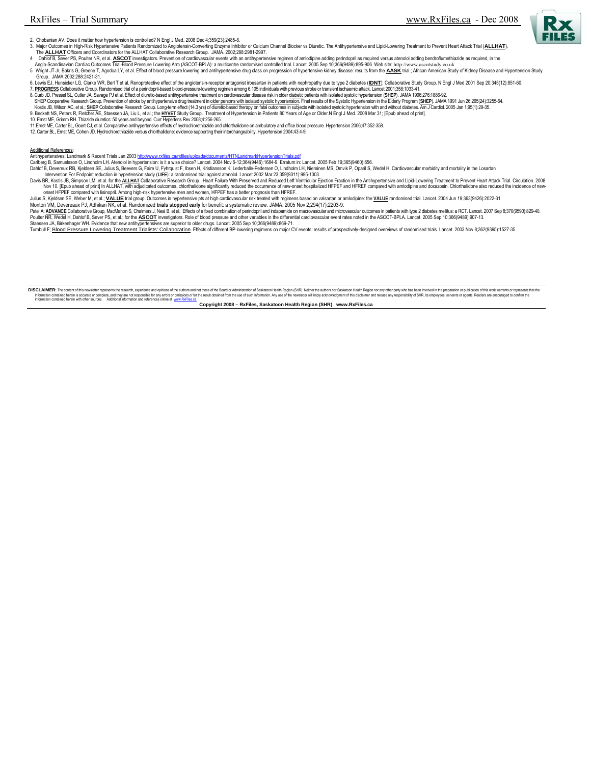2. Chobanian AV. Does it matter how hypertension is controlled? N Engl J Med. 2008 Dec 4;359(23):2485-8.
3. Major Outcomes in High-Risk Hypertensive Patients Randomized to Angiotensin-Converting Enzyme Inhibitor or Calcium Channel Blocker vs Diuretic. The Antihypertensive and Lipid-Lowering Treatment to Prevent Heart Attack Trial (**ALLHAT**). The **ALLHAT** Officers and Coordinators for the ALLHAT Collaborative Research Group. JAMA. 2002;288:2981-2997.
4. Dahlöf B, Sever PS, Poulter NR, et al. **ASCOT** investigators. Prevention of cardiovascular events with an antihypertensive regimen of amlodipine adding perindopril as required versus atenolol adding bendroflumethiazide as required, in the Anglo-Scandinavian Cardiac Outcomes Trial-Blood Pressure Lowering Arm (ASCOT-BPLA): a multicentre randomised controlled trial. Lancet. 2005 Sep 10;366(9489):895-906. Web site: http://www.ascotstudy.co.uk
5. Wright JT Jr, Bakris G, Greene T, Agodoa LY, et al. Effect of blood pressure lowering and antihypertensive drug class on progression of hypertensive kidney disease: results from the **AASK** trial.; African American Study of Kidney Disease and Hypertension Study Group. JAMA 2002;288:2421-31.
6. Lewis EJ, Hunsicker LG, Clarke WR, Berl T et al. Renoprotective effect of the angiotensin-receptor antagonist irbesartan in patients with nephropathy due to type 2 diabetes (**IDNT**); Collaborative Study Group. N Engl J Med 2001 Sep 20;345(12):851-60.
7. **PROGRESS** Collaborative Group. Randomised trial of a perindopril-based blood-pressure-lowering regimen among 6,105 individuals with previous stroke or transient ischaemic attack. Lancet 2001;358:1033-41.
8. Curb JD, Pressel SL, Cutler JA, Savage PJ et al. Effect of diuretic-based antihypertensive treatment on cardiovascular disease risk in older diabetic patients with isolated systolic hypertension (**SHEP**). JAMA 1996;276:1886-92.
SHEP Cooperative Research Group. Prevention of stroke by antihypertensive drug treatment in older persons with isolated systolic hypertension. Final results of the Systolic Hypertension in the Elderly Program (**SHEP**). JAMA 1991 Jun 26;265(24):3255-64.
Kostis JB, Wilson AC, et al.; **SHEP** Collaborative Research Group. Long-term effect (14.3 yrs) of diuretic-based therapy on fatal outcomes in subjects with isolated systolic hypertension with and without diabetes. Am J Cardiol. 2005 Jan 1;95(1):29-35.
9. Beckett NS, Peters R, Fletcher AE, Staessen JA, Liu L, et al.; the **HYVET** Study Group. Treatment of Hypertension in Patients 80 Years of Age or Older.N Engl J Med. 2008 Mar 31; [Epub ahead of print].
10. Ernst ME, Grimm RH. Thiazide diuretics: 50 years and beyond. Curr Hypertens Rev 2008;4:256-265.
11. Ernst ME, Carter BL, Goert CJ, et al. Comparative antihypertensive effects of hydrochlorothiazide and chlorthalidone on ambulatory and office blood pressure. Hypertension 2006;47:352-358.
12. Carter BL, Ernst ME, Cohen JD. Hydrochlorothiazide versus chlorthalidone: evidence supporting their interchangeability. Hypertension 2004;43:4-9.

Additional References:

Antihypertensives: Landmark & Recent Trials Jan 2003 http://www.rxfiles.ca/rxfiles/uploads/documents/HTNLandmarkHypertensionTrials.pdf

Carlberg B, Samuelsson O, Lindholm LH. Atenolol in hypertension: is it a wise choice? Lancet. 2004 Nov 6-12;364(9446):1684-9. Erratum in: Lancet. 2005 Feb 19;365(9460):656.

Dahlof B, Devereux RB, Kjeldsen SE, Julius S, Beevers G, Faire U, Fyhrquist F, Ibsen H, Kristiansson K, Lederballe-Pedersen O, Lindholm LH, Nieminen MS, Omvik P, Oparil S, Wedel H. Cardiovascular morbidity and mortality in the Losartan Intervention For Endpoint reduction in hypertension study (**LIFE**): a randomised trial against atenolol. Lancet 2002 Mar 23;359(9311):995-1003.

Davis BR, Kostis JB, Simpson LM, et al. for the **ALLHAT** Collaborative Research Group. Heart Failure With Preserved and Reduced Left Ventricular Ejection Fraction in the Antihypertensive and Lipid-Lowering Treatment to Prevent Heart Attack Trial. Circulation. 2008 Nov 10. [Epub ahead of print] In ALLHAT, with adjudicated outcomes, chlorthalidone significantly reduced the occurrence of new-onset hospitalized HFPEF and HFREF compared with amlodipine and doxazosin. Chlorthalidone also reduced the incidence of new-onset HFPEF compared with lisinopril. Among high-risk hypertensive men and women, HFPEF has a better prognosis than HFREF.

Julius S, Kjeldsen SE, Weber M, et al.; **VALUE** trial group. Outcomes in hypertensive pts at high cardiovascular risk treated with regimens based on valsartan or amlodipine: the **VALUE** randomised trial. Lancet. 2004 Jun 19;363(9426):2022-31.

Montori VM, Devereaux PJ, Adhikari NK, et al. Randomized **trials stopped early** for benefit: a systematic review. JAMA. 2005 Nov 2;294(17):2203-9.

Patel A; **ADVANCE** Collaborative Group, MacMahon S, Chalmers J, Neal B, et al. Effects of a fixed combination of perindopril and indapamide on macrovascular and microvascular outcomes in patients with type 2 diabetes mellitus: a RCT. Lancet. 2007 Sep 8;370(9590):829-40.

Poulter NR, Wedel H, Dahlof B, Sever PS, et al.; for the **ASCOT** investigators. Role of blood pressure and other variables in the differential cardiovascular event rates noted in the ASCOT-BPLA. Lancet. 2005 Sep 10;366(9489):907-13.

Staessen JA, Birkenhager WH. Evidence that new antihypertensives are superior to older drugs. Lancet. 2005 Sep 10;366(9489):869-71.

Turnbull F; Blood Pressure Lowering Treatment Trialists' Collaboration. Effects of different BP-lowering regimens on major CV events: results of prospectively-designed overviews of randomised trials. Lancet. 2003 Nov 8;362(9395):1527-35.

**DISCLAIMER:** The content of this newsletter represents the research, experience and opinions of the authors and not those of the Board or Administration of Saskatoon Health Region (SHR). Neither the authors nor Saskatoon Health Region nor any other party who has been involved in the preparation or publication of this work warrants or represents that the information contained herein is accurate or complete, and they are not responsible for any errors or omissions or for the result obtained from the use of such information. Any use of the newsletter will imply acknowledgment of this disclaimer and release any responsibility of SHR, its employees, servants or agents. Readers are encouraged to confirm the information contained herein with other sources. Additional information and references online at www.RxFiles.ca

**Copyright 2008 – RxFiles, Saskatoon Health Region (SHR) www.RxFiles.ca**